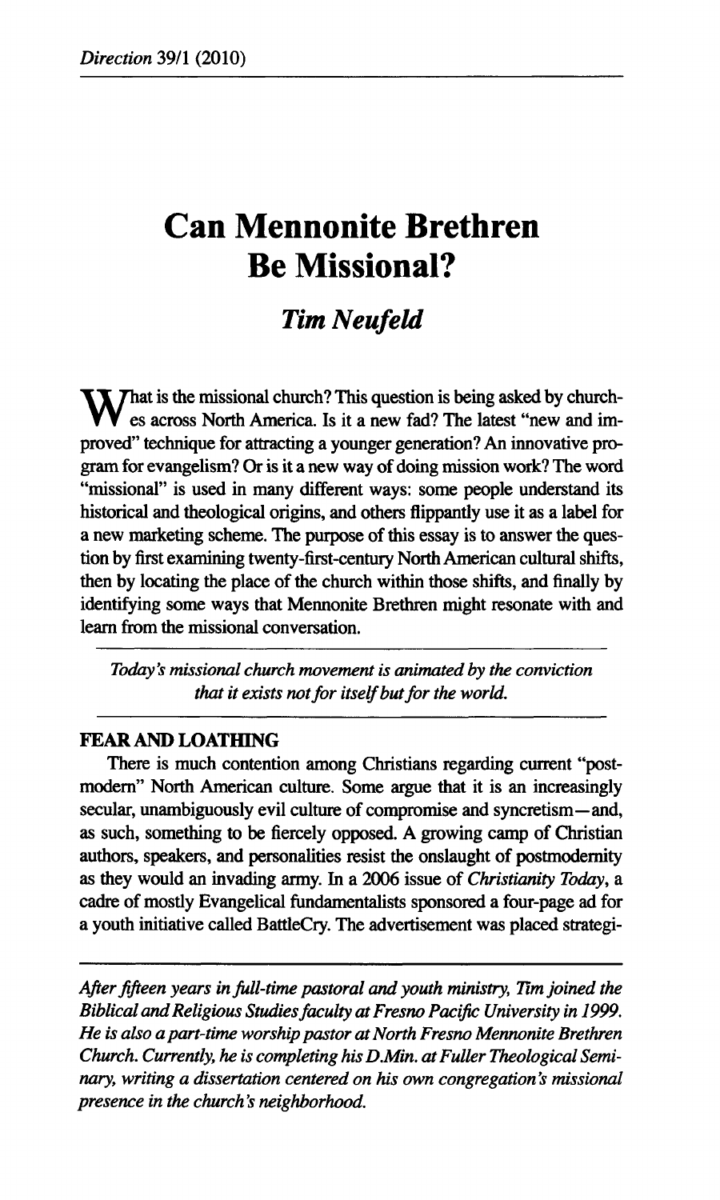# Can Mennonite Brethren Be Missional?

## *Tim Neufeld*

What is the missional church? This question is being asked by churches across North America. Is it a new fad? The latest "new and improved" technique for attracting a younger generation? An innovative program for evangelism? Or is it a new way of doing mission work? The word "missional" is used in many different ways: some people understand its historical and theological origins, and others flippantly use it as a label for a new marketing scheme. The purpose of this essay is to answer the question by first examining twenty-first-century North American cultural shifts, then by locating the place of the church within those shifts, and finally by identifying some ways that Mennonite Brethren might resonate with and learn from the missional conversation.

*Today's missional church movement is animated by the conviction that it exists not for itself but for the world.*

### FEAR AND LOATHING

There is much contention among Christians regarding current "postmodern" North American culture. Some argue that it is an increasingly secular, unambiguously evil culture of compromise and syncretism—and, as such, something to be fiercely opposed. A growing camp of Christian authors, speakers, and personalities resist the onslaught of postmodernity as they would an invading army. In a 2006 issue of *Christianity Today*, a cadre of mostly Evangelical fundamentalists sponsored a four-page ad for a youth initiative called BattleCry. The advertisement was placed strategi-

*After fifteen years in full-time pastoral and youth ministry, Tim joined the Biblical and Religious Studies faculty at Fresno Pacific University in 1999. He is also a part-time worship pastor at North Fresno Mennonite Brethren Church. Currently, he is completing his D.Min. at Fuller Theological Seminary, writing a dissertation centered on his own congregation's missional presence in the church's neighborhood.*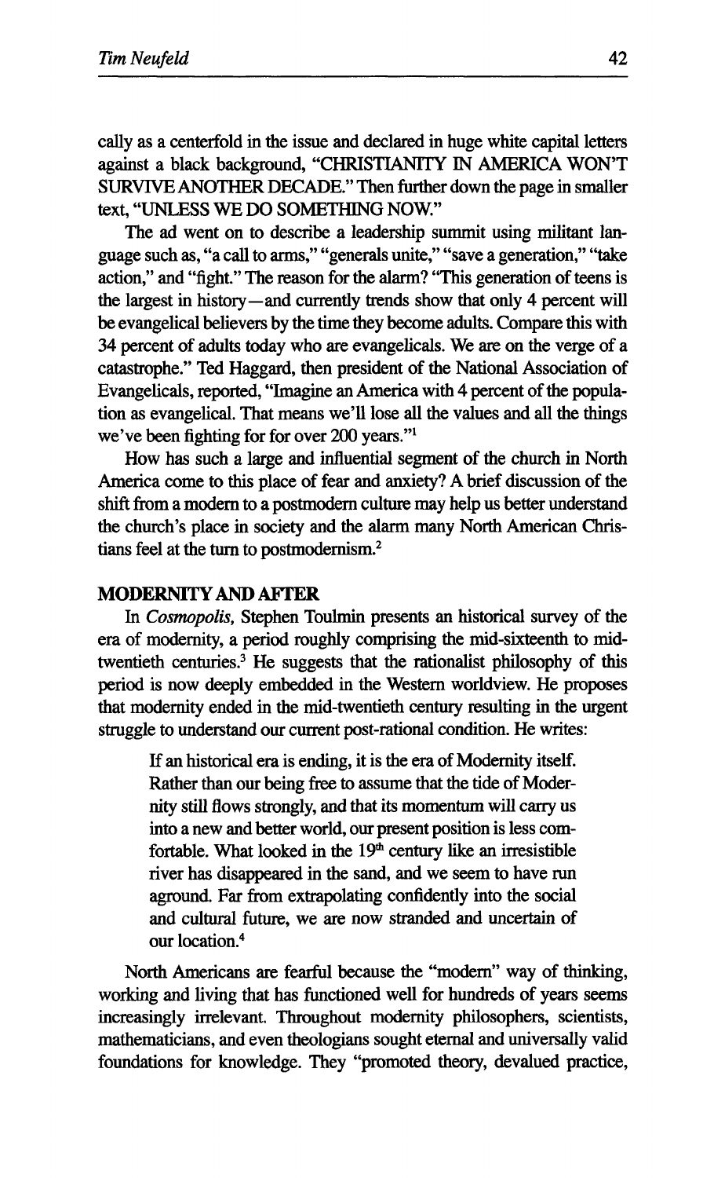cally as a centerfold in the issue and declared in huge white capital letters against a black background, "CHRISTIANITY IN AMERICA WON'T SURVIVE ANOTHER DECADE." Then further down the page in smaller text, "UNLESS WE DO SOMETHING NOW."

The ad went on to describe a leadership summit using militant language such as, "a call to arms," "generals unite," "save a generation," "take action," and "fight." The reason for the alarm? "This generation of teens is the largest in history—and currently trends show that only 4 percent will be evangelical believers by the time they become adults. Compare this with 34 percent of adults today who are evangelicals. We are on the verge of a catastrophe." Ted Haggard, then president of the National Association of Evangelicals, reported, "Imagine an America with 4 percent of the population as evangelical. That means we'll lose all the values and all the things we've been fighting for for over 200 years."[1]

How has such a large and influential segment of the church in North America come to this place of fear and anxiety? A brief discussion of the shift from a modern to a postmodern culture may help us better understand the church's place in society and the alarm many North American Christians feel at the turn to postmodernism.[2]

## MODERNITY AND AFTER

In *Cosmopolis,* Stephen Toulmin presents an historical survey of the era of modernity, a period roughly comprising the mid-sixteenth to mid-twentieth centuries.[3] He suggests that the rationalist philosophy of this period is now deeply embedded in the Western worldview. He proposes that modernity ended in the mid-twentieth century resulting in the urgent struggle to understand our current post-rational condition. He writes:

> If an historical era is ending, it is the era of Modernity itself. Rather than our being free to assume that the tide of Modernity still flows strongly, and that its momentum will carry us into a new and better world, our present position is less comfortable. What looked in the 19th century like an irresistible river has disappeared in the sand, and we seem to have run aground. Far from extrapolating confidently into the social and cultural future, we are now stranded and uncertain of our location.[4]

North Americans are fearful because the "modern" way of thinking, working and living that has functioned well for hundreds of years seems increasingly irrelevant. Throughout modernity philosophers, scientists, mathematicians, and even theologians sought eternal and universally valid foundations for knowledge. They "promoted theory, devalued practice,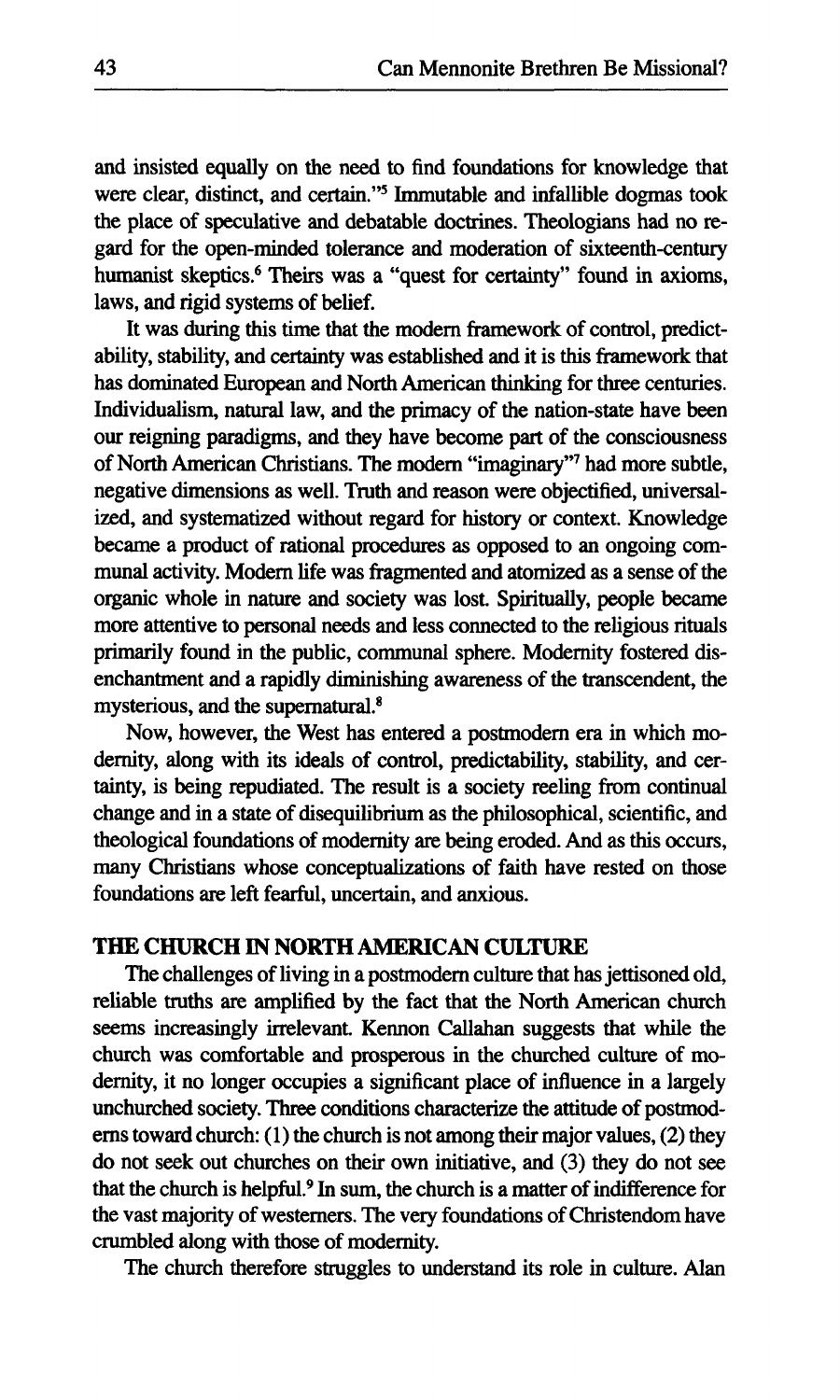and insisted equally on the need to find foundations for knowledge that were clear, distinct, and certain."[5] Immutable and infallible dogmas took the place of speculative and debatable doctrines. Theologians had no regard for the open-minded tolerance and moderation of sixteenth-century humanist skeptics.[6] Theirs was a "quest for certainty" found in axioms, laws, and rigid systems of belief.

It was during this time that the modern framework of control, predictability, stability, and certainty was established and it is this framework that has dominated European and North American thinking for three centuries. Individualism, natural law, and the primacy of the nation-state have been our reigning paradigms, and they have become part of the consciousness of North American Christians. The modern "imaginary"[7] had more subtle, negative dimensions as well. Truth and reason were objectified, universalized, and systematized without regard for history or context. Knowledge became a product of rational procedures as opposed to an ongoing communal activity. Modern life was fragmented and atomized as a sense of the organic whole in nature and society was lost. Spiritually, people became more attentive to personal needs and less connected to the religious rituals primarily found in the public, communal sphere. Modernity fostered disenchantment and a rapidly diminishing awareness of the transcendent, the mysterious, and the supernatural.[8]

Now, however, the West has entered a postmodern era in which modernity, along with its ideals of control, predictability, stability, and certainty, is being repudiated. The result is a society reeling from continual change and in a state of disequilibrium as the philosophical, scientific, and theological foundations of modernity are being eroded. And as this occurs, many Christians whose conceptualizations of faith have rested on those foundations are left fearful, uncertain, and anxious.

## THE CHURCH IN NORTH AMERICAN CULTURE

The challenges of living in a postmodern culture that has jettisoned old, reliable truths are amplified by the fact that the North American church seems increasingly irrelevant. Kennon Callahan suggests that while the church was comfortable and prosperous in the churched culture of modernity, it no longer occupies a significant place of influence in a largely unchurched society. Three conditions characterize the attitude of postmoderns toward church: (1) the church is not among their major values, (2) they do not seek out churches on their own initiative, and (3) they do not see that the church is helpful.[9] In sum, the church is a matter of indifference for the vast majority of westerners. The very foundations of Christendom have crumbled along with those of modernity.

The church therefore struggles to understand its role in culture. Alan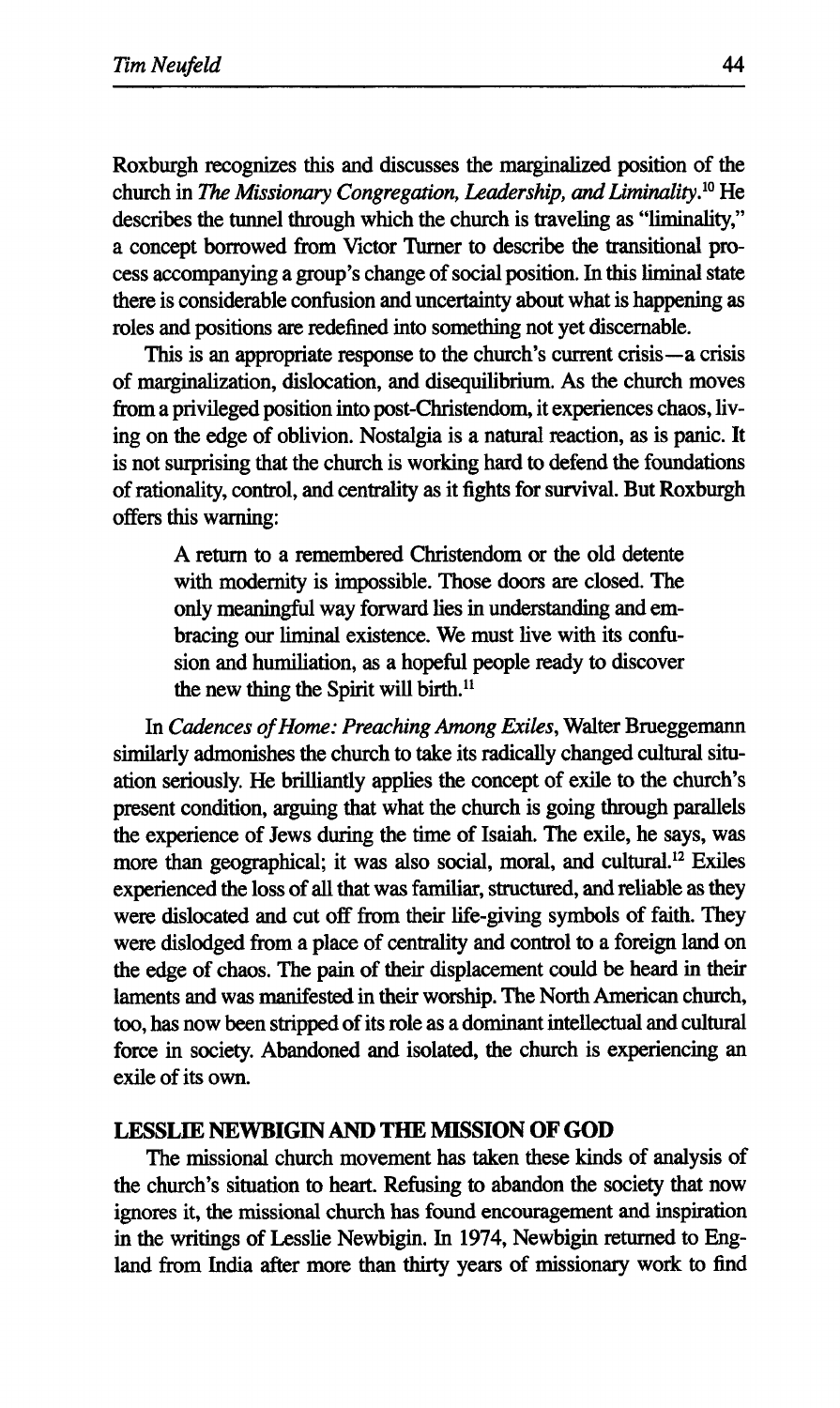Roxburgh recognizes this and discusses the marginalized position of the church in *The Missionary Congregation, Leadership, and Liminality*.[10] He describes the tunnel through which the church is traveling as "liminality," a concept borrowed from Victor Turner to describe the transitional process accompanying a group's change of social position. In this liminal state there is considerable confusion and uncertainty about what is happening as roles and positions are redefined into something not yet discernable.

This is an appropriate response to the church's current crisis—a crisis of marginalization, dislocation, and disequilibrium. As the church moves from a privileged position into post-Christendom, it experiences chaos, living on the edge of oblivion. Nostalgia is a natural reaction, as is panic. It is not surprising that the church is working hard to defend the foundations of rationality, control, and centrality as it fights for survival. But Roxburgh offers this warning:

> A return to a remembered Christendom or the old detente with modernity is impossible. Those doors are closed. The only meaningful way forward lies in understanding and embracing our liminal existence. We must live with its confusion and humiliation, as a hopeful people ready to discover the new thing the Spirit will birth.[11]

In *Cadences of Home: Preaching Among Exiles*, Walter Brueggemann similarly admonishes the church to take its radically changed cultural situation seriously. He brilliantly applies the concept of exile to the church's present condition, arguing that what the church is going through parallels the experience of Jews during the time of Isaiah. The exile, he says, was more than geographical; it was also social, moral, and cultural.[12] Exiles experienced the loss of all that was familiar, structured, and reliable as they were dislocated and cut off from their life-giving symbols of faith. They were dislodged from a place of centrality and control to a foreign land on the edge of chaos. The pain of their displacement could be heard in their laments and was manifested in their worship. The North American church, too, has now been stripped of its role as a dominant intellectual and cultural force in society. Abandoned and isolated, the church is experiencing an exile of its own.

## LESSLIE NEWBIGIN AND THE MISSION OF GOD

The missional church movement has taken these kinds of analysis of the church's situation to heart. Refusing to abandon the society that now ignores it, the missional church has found encouragement and inspiration in the writings of Lesslie Newbigin. In 1974, Newbigin returned to England from India after more than thirty years of missionary work to find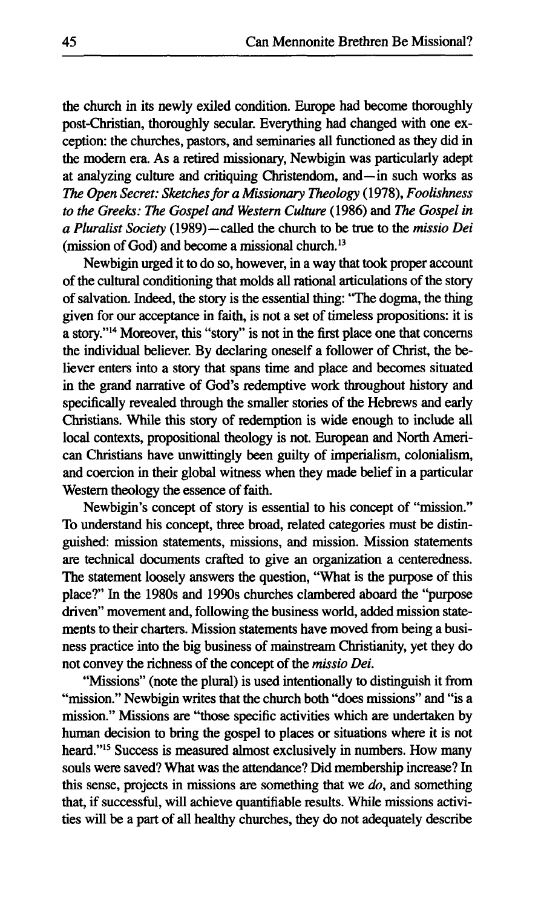the church in its newly exiled condition. Europe had become thoroughly post-Christian, thoroughly secular. Everything had changed with one exception: the churches, pastors, and seminaries all functioned as they did in the modern era. As a retired missionary, Newbigin was particularly adept at analyzing culture and critiquing Christendom, and—in such works as *The Open Secret: Sketches for a Missionary Theology* (1978), *Foolishness to the Greeks: The Gospel and Western Culture* (1986) and *The Gospel in a Pluralist Society* (1989)—called the church to be true to the *missio Dei* (mission of God) and become a missional church.[13]

Newbigin urged it to do so, however, in a way that took proper account of the cultural conditioning that molds all rational articulations of the story of salvation. Indeed, the story is the essential thing: "The dogma, the thing given for our acceptance in faith, is not a set of timeless propositions: it is a story."[14] Moreover, this "story" is not in the first place one that concerns the individual believer. By declaring oneself a follower of Christ, the believer enters into a story that spans time and place and becomes situated in the grand narrative of God's redemptive work throughout history and specifically revealed through the smaller stories of the Hebrews and early Christians. While this story of redemption is wide enough to include all local contexts, propositional theology is not. European and North American Christians have unwittingly been guilty of imperialism, colonialism, and coercion in their global witness when they made belief in a particular Western theology the essence of faith.

Newbigin's concept of story is essential to his concept of "mission." To understand his concept, three broad, related categories must be distinguished: mission statements, missions, and mission. Mission statements are technical documents crafted to give an organization a centeredness. The statement loosely answers the question, "What is the purpose of this place?" In the 1980s and 1990s churches clambered aboard the "purpose driven" movement and, following the business world, added mission statements to their charters. Mission statements have moved from being a business practice into the big business of mainstream Christianity, yet they do not convey the richness of the concept of the *missio Dei*.

"Missions" (note the plural) is used intentionally to distinguish it from "mission." Newbigin writes that the church both "does missions" and "is a mission." Missions are "those specific activities which are undertaken by human decision to bring the gospel to places or situations where it is not heard."[15] Success is measured almost exclusively in numbers. How many souls were saved? What was the attendance? Did membership increase? In this sense, projects in missions are something that we *do*, and something that, if successful, will achieve quantifiable results. While missions activities will be a part of all healthy churches, they do not adequately describe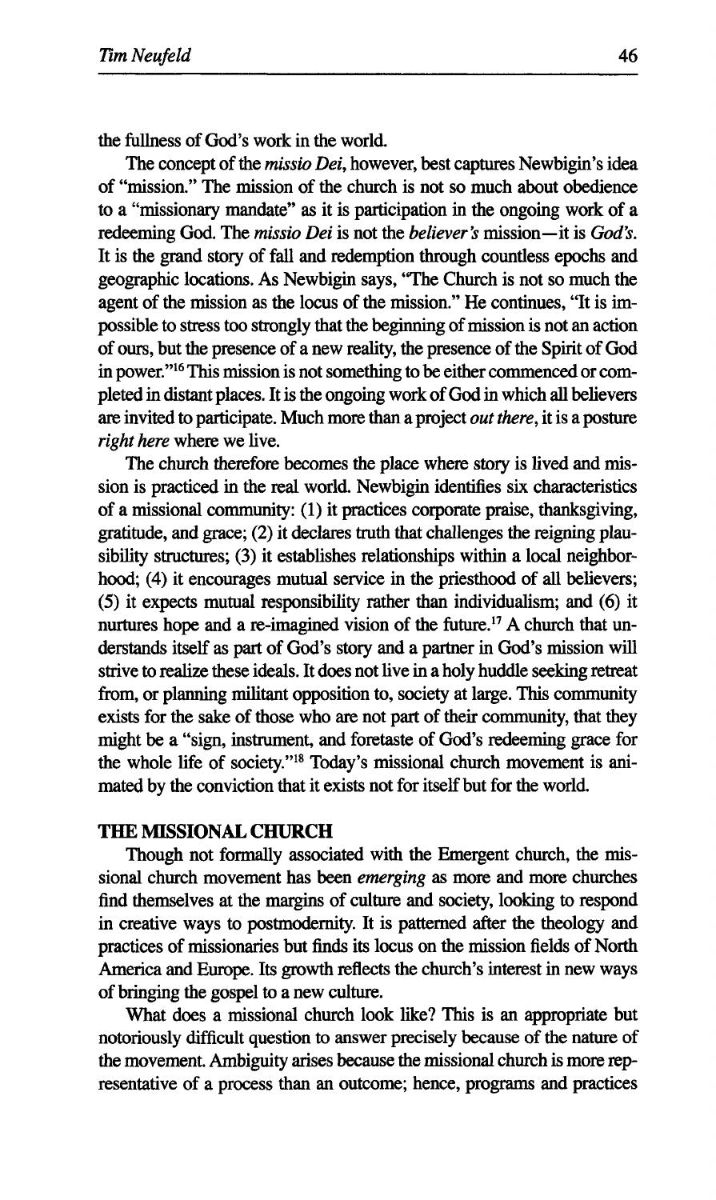the fullness of God's work in the world.

The concept of the *missio Dei*, however, best captures Newbigin's idea of "mission." The mission of the church is not so much about obedience to a "missionary mandate" as it is participation in the ongoing work of a redeeming God. The *missio Dei* is not the *believer's* mission—it is *God's*. It is the grand story of fall and redemption through countless epochs and geographic locations. As Newbigin says, "The Church is not so much the agent of the mission as the locus of the mission." He continues, "It is impossible to stress too strongly that the beginning of mission is not an action of ours, but the presence of a new reality, the presence of the Spirit of God in power."[16] This mission is not something to be either commenced or completed in distant places. It is the ongoing work of God in which all believers are invited to participate. Much more than a project *out there*, it is a posture *right here* where we live.

The church therefore becomes the place where story is lived and mission is practiced in the real world. Newbigin identifies six characteristics of a missional community: (1) it practices corporate praise, thanksgiving, gratitude, and grace; (2) it declares truth that challenges the reigning plausibility structures; (3) it establishes relationships within a local neighborhood; (4) it encourages mutual service in the priesthood of all believers; (5) it expects mutual responsibility rather than individualism; and (6) it nurtures hope and a re-imagined vision of the future.[17] A church that understands itself as part of God's story and a partner in God's mission will strive to realize these ideals. It does not live in a holy huddle seeking retreat from, or planning militant opposition to, society at large. This community exists for the sake of those who are not part of their community, that they might be a "sign, instrument, and foretaste of God's redeeming grace for the whole life of society."[18] Today's missional church movement is animated by the conviction that it exists not for itself but for the world.

## THE MISSIONAL CHURCH

Though not formally associated with the Emergent church, the missional church movement has been *emerging* as more and more churches find themselves at the margins of culture and society, looking to respond in creative ways to postmodernity. It is patterned after the theology and practices of missionaries but finds its locus on the mission fields of North America and Europe. Its growth reflects the church's interest in new ways of bringing the gospel to a new culture.

What does a missional church look like? This is an appropriate but notoriously difficult question to answer precisely because of the nature of the movement. Ambiguity arises because the missional church is more representative of a process than an outcome; hence, programs and practices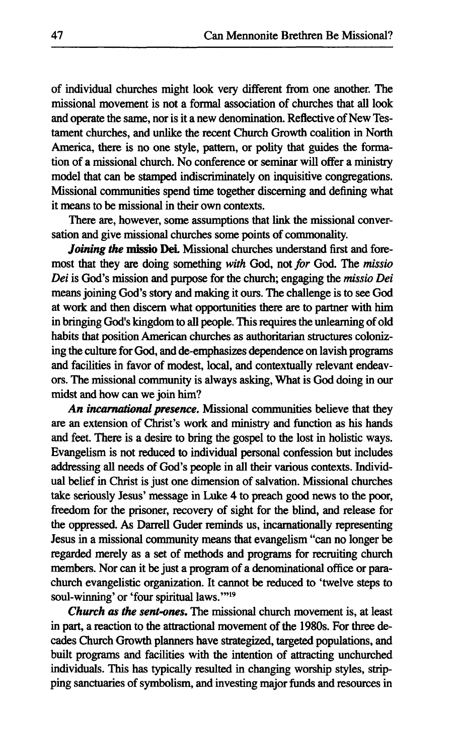of individual churches might look very different from one another. The missional movement is not a formal association of churches that all look and operate the same, nor is it a new denomination. Reflective of New Testament churches, and unlike the recent Church Growth coalition in North America, there is no one style, pattern, or polity that guides the formation of a missional church. No conference or seminar will offer a ministry model that can be stamped indiscriminately on inquisitive congregations. Missional communities spend time together discerning and defining what it means to be missional in their own contexts.

There are, however, some assumptions that link the missional conversation and give missional churches some points of commonality.

***Joining the* missio Dei.** Missional churches understand first and foremost that they are doing something *with* God, not *for* God. The *missio Dei* is God's mission and purpose for the church; engaging the *missio Dei* means joining God's story and making it ours. The challenge is to see God at work and then discern what opportunities there are to partner with him in bringing God's kingdom to all people. This requires the unlearning of old habits that position American churches as authoritarian structures colonizing the culture for God, and de-emphasizes dependence on lavish programs and facilities in favor of modest, local, and contextually relevant endeavors. The missional community is always asking, What is God doing in our midst and how can we join him?

***An incarnational presence.*** Missional communities believe that they are an extension of Christ's work and ministry and function as his hands and feet. There is a desire to bring the gospel to the lost in holistic ways. Evangelism is not reduced to individual personal confession but includes addressing all needs of God's people in all their various contexts. Individual belief in Christ is just one dimension of salvation. Missional churches take seriously Jesus' message in Luke 4 to preach good news to the poor, freedom for the prisoner, recovery of sight for the blind, and release for the oppressed. As Darrell Guder reminds us, incarnationally representing Jesus in a missional community means that evangelism "can no longer be regarded merely as a set of methods and programs for recruiting church members. Nor can it be just a program of a denominational office or parachurch evangelistic organization. It cannot be reduced to 'twelve steps to soul-winning' or 'four spiritual laws.'"[19]

***Church as the sent-ones.*** The missional church movement is, at least in part, a reaction to the attractional movement of the 1980s. For three decades Church Growth planners have strategized, targeted populations, and built programs and facilities with the intention of attracting unchurched individuals. This has typically resulted in changing worship styles, stripping sanctuaries of symbolism, and investing major funds and resources in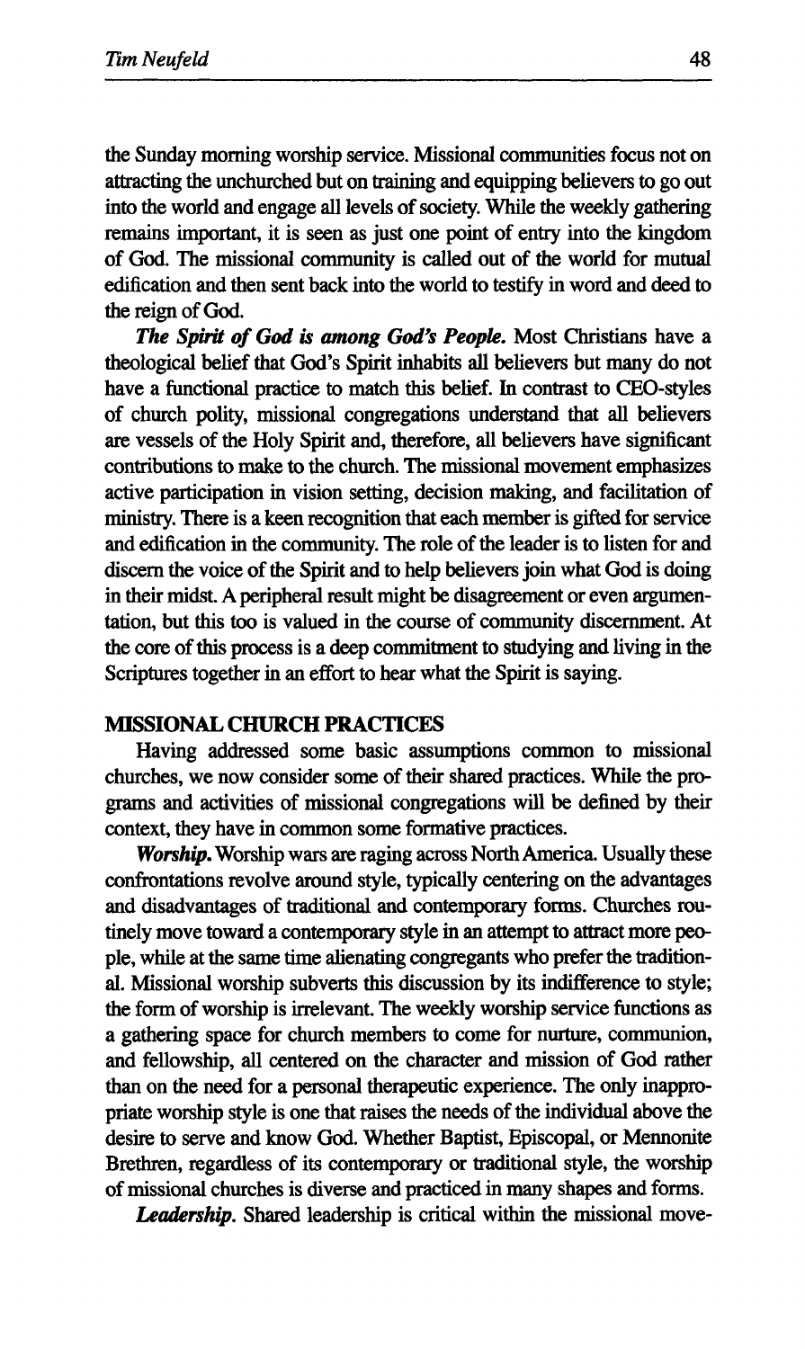the Sunday morning worship service. Missional communities focus not on attracting the unchurched but on training and equipping believers to go out into the world and engage all levels of society. While the weekly gathering remains important, it is seen as just one point of entry into the kingdom of God. The missional community is called out of the world for mutual edification and then sent back into the world to testify in word and deed to the reign of God.

***The Spirit of God is among God's People.*** Most Christians have a theological belief that God's Spirit inhabits all believers but many do not have a functional practice to match this belief. In contrast to CEO-styles of church polity, missional congregations understand that all believers are vessels of the Holy Spirit and, therefore, all believers have significant contributions to make to the church. The missional movement emphasizes active participation in vision setting, decision making, and facilitation of ministry. There is a keen recognition that each member is gifted for service and edification in the community. The role of the leader is to listen for and discern the voice of the Spirit and to help believers join what God is doing in their midst. A peripheral result might be disagreement or even argumentation, but this too is valued in the course of community discernment. At the core of this process is a deep commitment to studying and living in the Scriptures together in an effort to hear what the Spirit is saying.

## MISSIONAL CHURCH PRACTICES

Having addressed some basic assumptions common to missional churches, we now consider some of their shared practices. While the programs and activities of missional congregations will be defined by their context, they have in common some formative practices.

***Worship.*** Worship wars are raging across North America. Usually these confrontations revolve around style, typically centering on the advantages and disadvantages of traditional and contemporary forms. Churches routinely move toward a contemporary style in an attempt to attract more people, while at the same time alienating congregants who prefer the traditional. Missional worship subverts this discussion by its indifference to style; the form of worship is irrelevant. The weekly worship service functions as a gathering space for church members to come for nurture, communion, and fellowship, all centered on the character and mission of God rather than on the need for a personal therapeutic experience. The only inappropriate worship style is one that raises the needs of the individual above the desire to serve and know God. Whether Baptist, Episcopal, or Mennonite Brethren, regardless of its contemporary or traditional style, the worship of missional churches is diverse and practiced in many shapes and forms.

***Leadership.*** Shared leadership is critical within the missional move-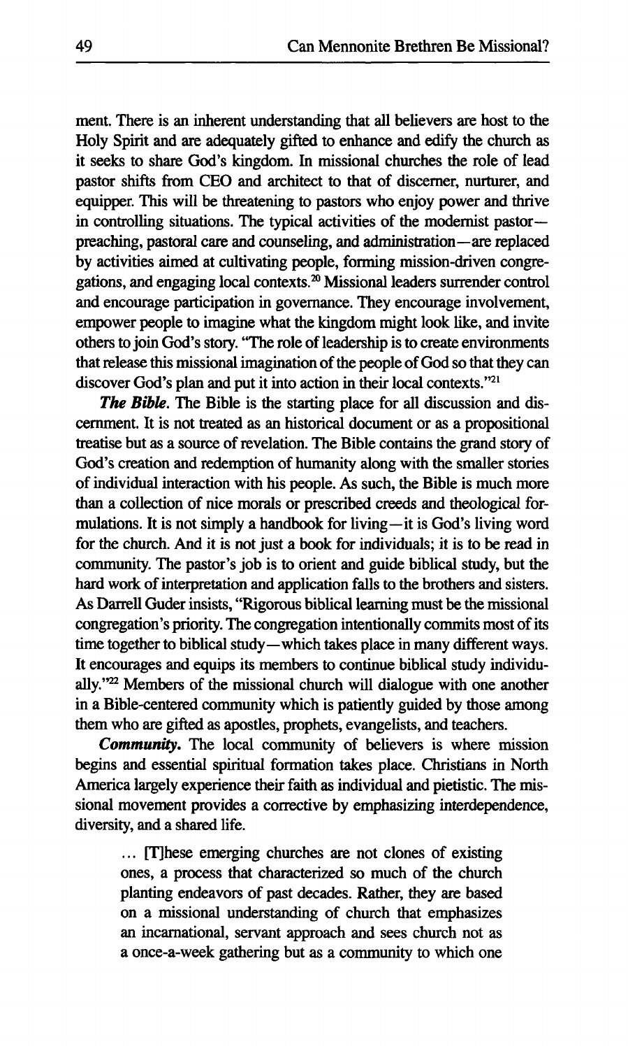ment. There is an inherent understanding that all believers are host to the Holy Spirit and are adequately gifted to enhance and edify the church as it seeks to share God's kingdom. In missional churches the role of lead pastor shifts from CEO and architect to that of discerner, nurturer, and equipper. This will be threatening to pastors who enjoy power and thrive in controlling situations. The typical activities of the modernist pastor—preaching, pastoral care and counseling, and administration—are replaced by activities aimed at cultivating people, forming mission-driven congregations, and engaging local contexts.[20] Missional leaders surrender control and encourage participation in governance. They encourage involvement, empower people to imagine what the kingdom might look like, and invite others to join God's story. "The role of leadership is to create environments that release this missional imagination of the people of God so that they can discover God's plan and put it into action in their local contexts."[21]

***The Bible.*** The Bible is the starting place for all discussion and discernment. It is not treated as an historical document or as a propositional treatise but as a source of revelation. The Bible contains the grand story of God's creation and redemption of humanity along with the smaller stories of individual interaction with his people. As such, the Bible is much more than a collection of nice morals or prescribed creeds and theological formulations. It is not simply a handbook for living—it is God's living word for the church. And it is not just a book for individuals; it is to be read in community. The pastor's job is to orient and guide biblical study, but the hard work of interpretation and application falls to the brothers and sisters. As Darrell Guder insists, "Rigorous biblical learning must be the missional congregation's priority. The congregation intentionally commits most of its time together to biblical study—which takes place in many different ways. It encourages and equips its members to continue biblical study individually."[22] Members of the missional church will dialogue with one another in a Bible-centered community which is patiently guided by those among them who are gifted as apostles, prophets, evangelists, and teachers.

***Community.*** The local community of believers is where mission begins and essential spiritual formation takes place. Christians in North America largely experience their faith as individual and pietistic. The missional movement provides a corrective by emphasizing interdependence, diversity, and a shared life.

> ... [T]hese emerging churches are not clones of existing ones, a process that characterized so much of the church planting endeavors of past decades. Rather, they are based on a missional understanding of church that emphasizes an incarnational, servant approach and sees church not as a once-a-week gathering but as a community to which one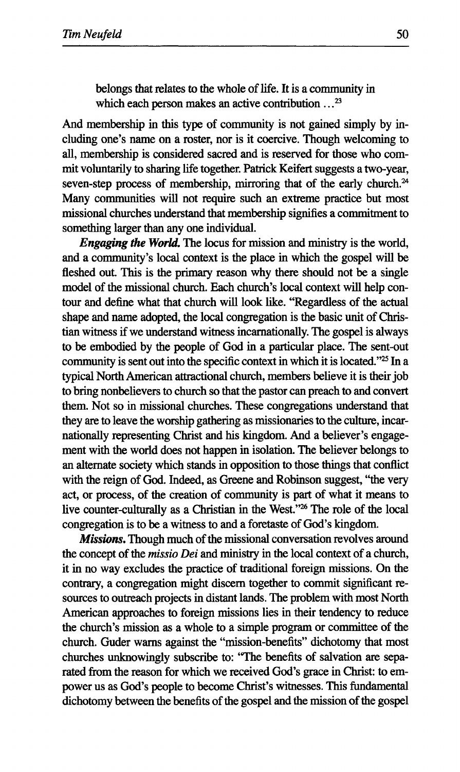> belongs that relates to the whole of life. It is a community in which each person makes an active contribution ...[23]

And membership in this type of community is not gained simply by including one's name on a roster, nor is it coercive. Though welcoming to all, membership is considered sacred and is reserved for those who commit voluntarily to sharing life together. Patrick Keifert suggests a two-year, seven-step process of membership, mirroring that of the early church.[24] Many communities will not require such an extreme practice but most missional churches understand that membership signifies a commitment to something larger than any one individual.

***Engaging the World.*** The locus for mission and ministry is the world, and a community's local context is the place in which the gospel will be fleshed out. This is the primary reason why there should not be a single model of the missional church. Each church's local context will help contour and define what that church will look like. "Regardless of the actual shape and name adopted, the local congregation is the basic unit of Christian witness if we understand witness incarnationally. The gospel is always to be embodied by the people of God in a particular place. The sent-out community is sent out into the specific context in which it is located."[25] In a typical North American attractional church, members believe it is their job to bring nonbelievers to church so that the pastor can preach to and convert them. Not so in missional churches. These congregations understand that they are to leave the worship gathering as missionaries to the culture, incarnationally representing Christ and his kingdom. And a believer's engagement with the world does not happen in isolation. The believer belongs to an alternate society which stands in opposition to those things that conflict with the reign of God. Indeed, as Greene and Robinson suggest, "the very act, or process, of the creation of community is part of what it means to live counter-culturally as a Christian in the West."[26] The role of the local congregation is to be a witness to and a foretaste of God's kingdom.

***Missions.*** Though much of the missional conversation revolves around the concept of the *missio Dei* and ministry in the local context of a church, it in no way excludes the practice of traditional foreign missions. On the contrary, a congregation might discern together to commit significant resources to outreach projects in distant lands. The problem with most North American approaches to foreign missions lies in their tendency to reduce the church's mission as a whole to a simple program or committee of the church. Guder warns against the "mission-benefits" dichotomy that most churches unknowingly subscribe to: "The benefits of salvation are separated from the reason for which we received God's grace in Christ: to empower us as God's people to become Christ's witnesses. This fundamental dichotomy between the benefits of the gospel and the mission of the gospel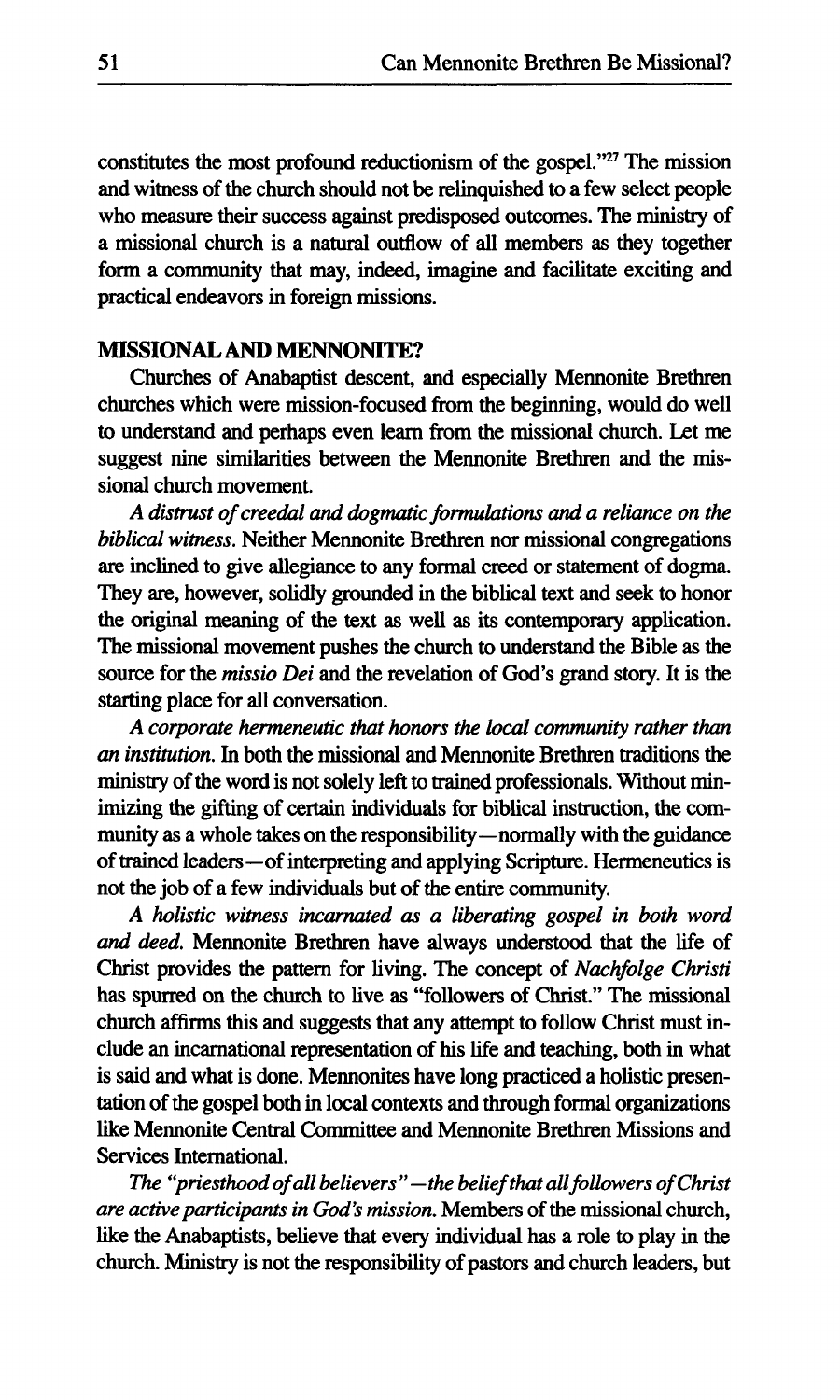constitutes the most profound reductionism of the gospel."[27] The mission and witness of the church should not be relinquished to a few select people who measure their success against predisposed outcomes. The ministry of a missional church is a natural outflow of all members as they together form a community that may, indeed, imagine and facilitate exciting and practical endeavors in foreign missions.

## MISSIONAL AND MENNONITE?

Churches of Anabaptist descent, and especially Mennonite Brethren churches which were mission-focused from the beginning, would do well to understand and perhaps even learn from the missional church. Let me suggest nine similarities between the Mennonite Brethren and the missional church movement.

*A distrust of creedal and dogmatic formulations and a reliance on the biblical witness.* Neither Mennonite Brethren nor missional congregations are inclined to give allegiance to any formal creed or statement of dogma. They are, however, solidly grounded in the biblical text and seek to honor the original meaning of the text as well as its contemporary application. The missional movement pushes the church to understand the Bible as the source for the *missio Dei* and the revelation of God's grand story. It is the starting place for all conversation.

*A corporate hermeneutic that honors the local community rather than an institution.* In both the missional and Mennonite Brethren traditions the ministry of the word is not solely left to trained professionals. Without minimizing the gifting of certain individuals for biblical instruction, the community as a whole takes on the responsibility—normally with the guidance of trained leaders—of interpreting and applying Scripture. Hermeneutics is not the job of a few individuals but of the entire community.

*A holistic witness incarnated as a liberating gospel in both word and deed.* Mennonite Brethren have always understood that the life of Christ provides the pattern for living. The concept of *Nachfolge Christi* has spurred on the church to live as "followers of Christ." The missional church affirms this and suggests that any attempt to follow Christ must include an incarnational representation of his life and teaching, both in what is said and what is done. Mennonites have long practiced a holistic presentation of the gospel both in local contexts and through formal organizations like Mennonite Central Committee and Mennonite Brethren Missions and Services International.

*The "priesthood of all believers"—the belief that all followers of Christ are active participants in God's mission.* Members of the missional church, like the Anabaptists, believe that every individual has a role to play in the church. Ministry is not the responsibility of pastors and church leaders, but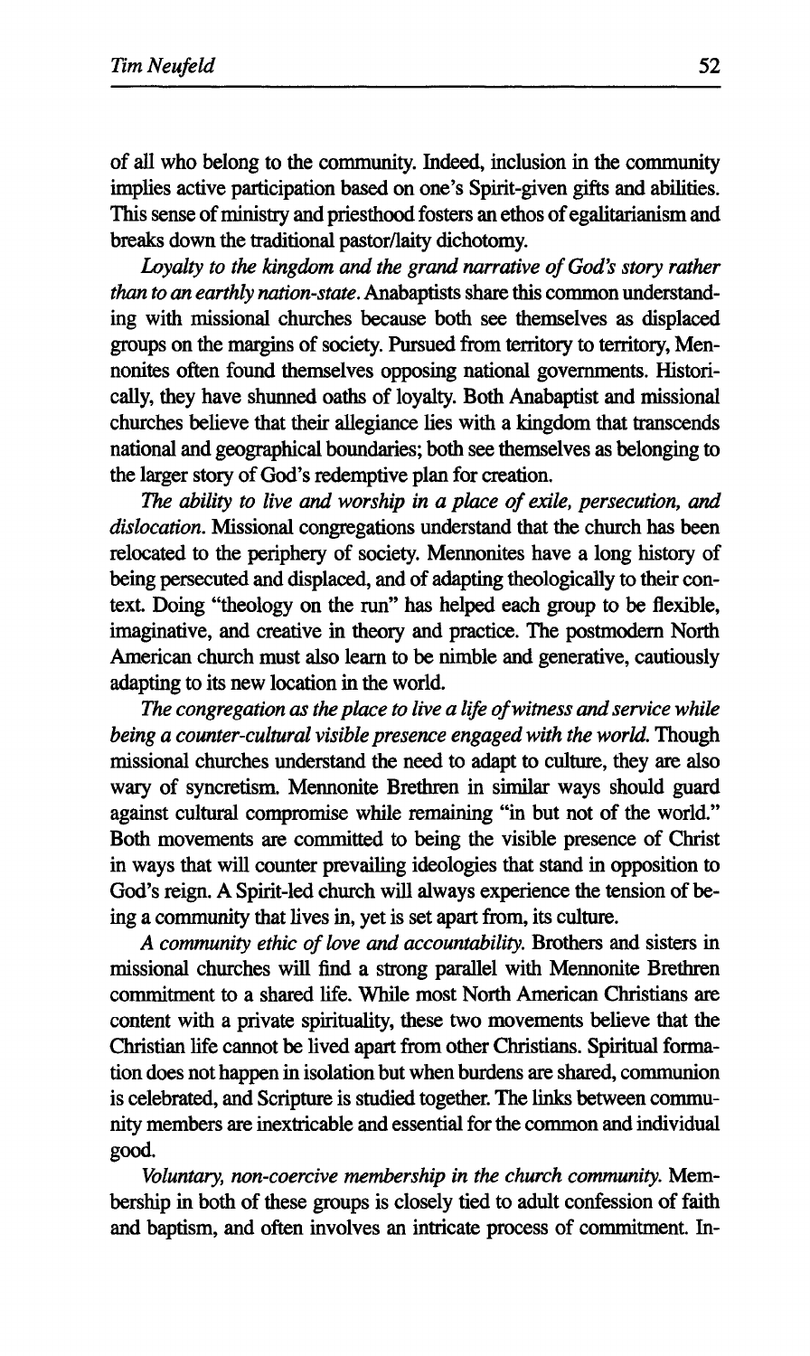of all who belong to the community. Indeed, inclusion in the community implies active participation based on one's Spirit-given gifts and abilities. This sense of ministry and priesthood fosters an ethos of egalitarianism and breaks down the traditional pastor/laity dichotomy.

*Loyalty to the kingdom and the grand narrative of God's story rather than to an earthly nation-state.* Anabaptists share this common understanding with missional churches because both see themselves as displaced groups on the margins of society. Pursued from territory to territory, Mennonites often found themselves opposing national governments. Historically, they have shunned oaths of loyalty. Both Anabaptist and missional churches believe that their allegiance lies with a kingdom that transcends national and geographical boundaries; both see themselves as belonging to the larger story of God's redemptive plan for creation.

*The ability to live and worship in a place of exile, persecution, and dislocation.* Missional congregations understand that the church has been relocated to the periphery of society. Mennonites have a long history of being persecuted and displaced, and of adapting theologically to their context. Doing "theology on the run" has helped each group to be flexible, imaginative, and creative in theory and practice. The postmodern North American church must also learn to be nimble and generative, cautiously adapting to its new location in the world.

*The congregation as the place to live a life of witness and service while being a counter-cultural visible presence engaged with the world.* Though missional churches understand the need to adapt to culture, they are also wary of syncretism. Mennonite Brethren in similar ways should guard against cultural compromise while remaining "in but not of the world." Both movements are committed to being the visible presence of Christ in ways that will counter prevailing ideologies that stand in opposition to God's reign. A Spirit-led church will always experience the tension of being a community that lives in, yet is set apart from, its culture.

*A community ethic of love and accountability.* Brothers and sisters in missional churches will find a strong parallel with Mennonite Brethren commitment to a shared life. While most North American Christians are content with a private spirituality, these two movements believe that the Christian life cannot be lived apart from other Christians. Spiritual formation does not happen in isolation but when burdens are shared, communion is celebrated, and Scripture is studied together. The links between community members are inextricable and essential for the common and individual good.

*Voluntary, non-coercive membership in the church community.* Membership in both of these groups is closely tied to adult confession of faith and baptism, and often involves an intricate process of commitment. In-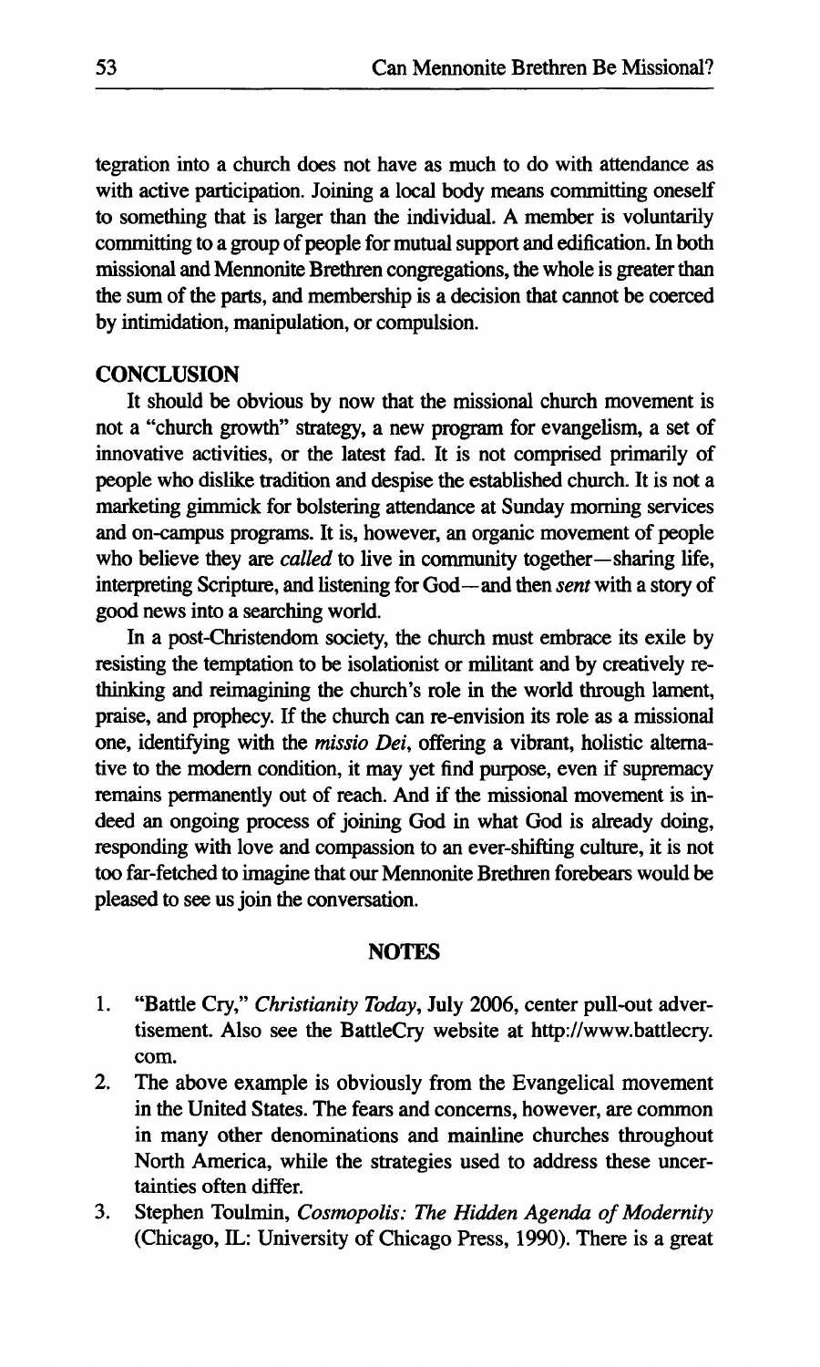tegration into a church does not have as much to do with attendance as with active participation. Joining a local body means committing oneself to something that is larger than the individual. A member is voluntarily committing to a group of people for mutual support and edification. In both missional and Mennonite Brethren congregations, the whole is greater than the sum of the parts, and membership is a decision that cannot be coerced by intimidation, manipulation, or compulsion.

## CONCLUSION

It should be obvious by now that the missional church movement is not a "church growth" strategy, a new program for evangelism, a set of innovative activities, or the latest fad. It is not comprised primarily of people who dislike tradition and despise the established church. It is not a marketing gimmick for bolstering attendance at Sunday morning services and on-campus programs. It is, however, an organic movement of people who believe they are *called* to live in community together—sharing life, interpreting Scripture, and listening for God—and then *sent* with a story of good news into a searching world.

In a post-Christendom society, the church must embrace its exile by resisting the temptation to be isolationist or militant and by creatively rethinking and reimagining the church's role in the world through lament, praise, and prophecy. If the church can re-envision its role as a missional one, identifying with the *missio Dei*, offering a vibrant, holistic alternative to the modern condition, it may yet find purpose, even if supremacy remains permanently out of reach. And if the missional movement is indeed an ongoing process of joining God in what God is already doing, responding with love and compassion to an ever-shifting culture, it is not too far-fetched to imagine that our Mennonite Brethren forebears would be pleased to see us join the conversation.

## NOTES

1. "Battle Cry," *Christianity Today*, July 2006, center pull-out advertisement. Also see the BattleCry website at http://www.battlecry.com.
2. The above example is obviously from the Evangelical movement in the United States. The fears and concerns, however, are common in many other denominations and mainline churches throughout North America, while the strategies used to address these uncertainties often differ.
3. Stephen Toulmin, *Cosmopolis: The Hidden Agenda of Modernity* (Chicago, IL: University of Chicago Press, 1990). There is a great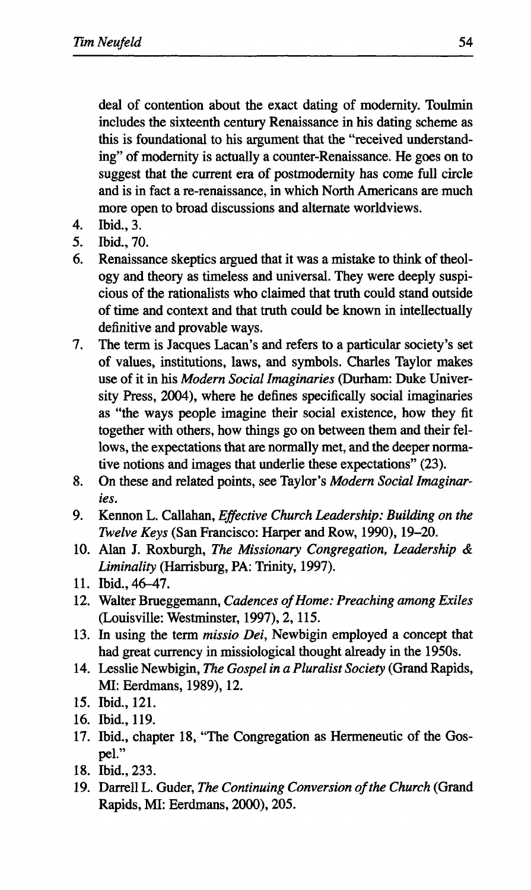deal of contention about the exact dating of modernity. Toulmin includes the sixteenth century Renaissance in his dating scheme as this is foundational to his argument that the "received understanding" of modernity is actually a counter-Renaissance. He goes on to suggest that the current era of postmodernity has come full circle and is in fact a re-renaissance, in which North Americans are much more open to broad discussions and alternate worldviews.

4. Ibid., 3.
5. Ibid., 70.
6. Renaissance skeptics argued that it was a mistake to think of theology and theory as timeless and universal. They were deeply suspicious of the rationalists who claimed that truth could stand outside of time and context and that truth could be known in intellectually definitive and provable ways.
7. The term is Jacques Lacan's and refers to a particular society's set of values, institutions, laws, and symbols. Charles Taylor makes use of it in his *Modern Social Imaginaries* (Durham: Duke University Press, 2004), where he defines specifically social imaginaries as "the ways people imagine their social existence, how they fit together with others, how things go on between them and their fellows, the expectations that are normally met, and the deeper normative notions and images that underlie these expectations" (23).
8. On these and related points, see Taylor's *Modern Social Imaginaries*.
9. Kennon L. Callahan, *Effective Church Leadership: Building on the Twelve Keys* (San Francisco: Harper and Row, 1990), 19–20.
10. Alan J. Roxburgh, *The Missionary Congregation, Leadership & Liminality* (Harrisburg, PA: Trinity, 1997).
11. Ibid., 46–47.
12. Walter Brueggemann, *Cadences of Home: Preaching among Exiles* (Louisville: Westminster, 1997), 2, 115.
13. In using the term *missio Dei*, Newbigin employed a concept that had great currency in missiological thought already in the 1950s.
14. Lesslie Newbigin, *The Gospel in a Pluralist Society* (Grand Rapids, MI: Eerdmans, 1989), 12.
15. Ibid., 121.
16. Ibid., 119.
17. Ibid., chapter 18, "The Congregation as Hermeneutic of the Gospel."
18. Ibid., 233.
19. Darrell L. Guder, *The Continuing Conversion of the Church* (Grand Rapids, MI: Eerdmans, 2000), 205.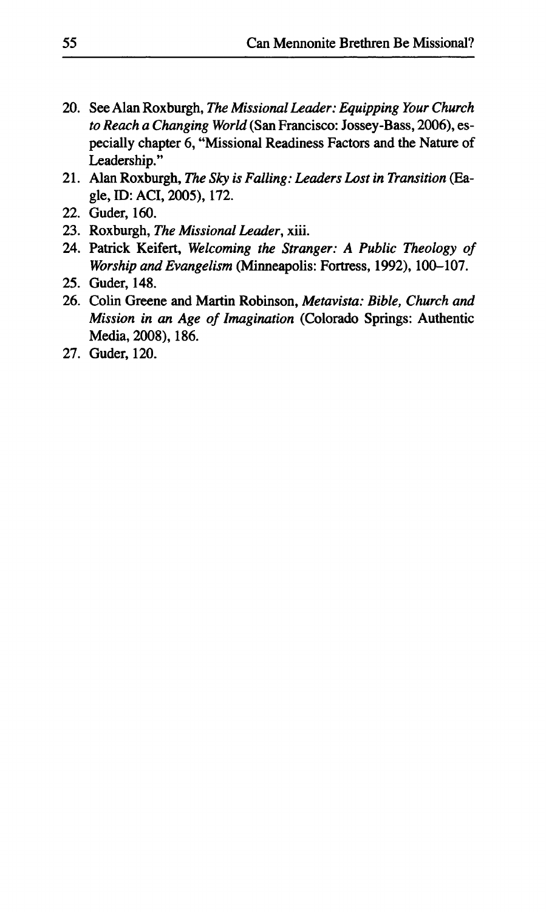20. See Alan Roxburgh, *The Missional Leader: Equipping Your Church to Reach a Changing World* (San Francisco: Jossey-Bass, 2006), especially chapter 6, "Missional Readiness Factors and the Nature of Leadership."
21. Alan Roxburgh, *The Sky is Falling: Leaders Lost in Transition* (Eagle, ID: ACI, 2005), 172.
22. Guder, 160.
23. Roxburgh, *The Missional Leader*, xiii.
24. Patrick Keifert, *Welcoming the Stranger: A Public Theology of Worship and Evangelism* (Minneapolis: Fortress, 1992), 100–107.
25. Guder, 148.
26. Colin Greene and Martin Robinson, *Metavista: Bible, Church and Mission in an Age of Imagination* (Colorado Springs: Authentic Media, 2008), 186.
27. Guder, 120.